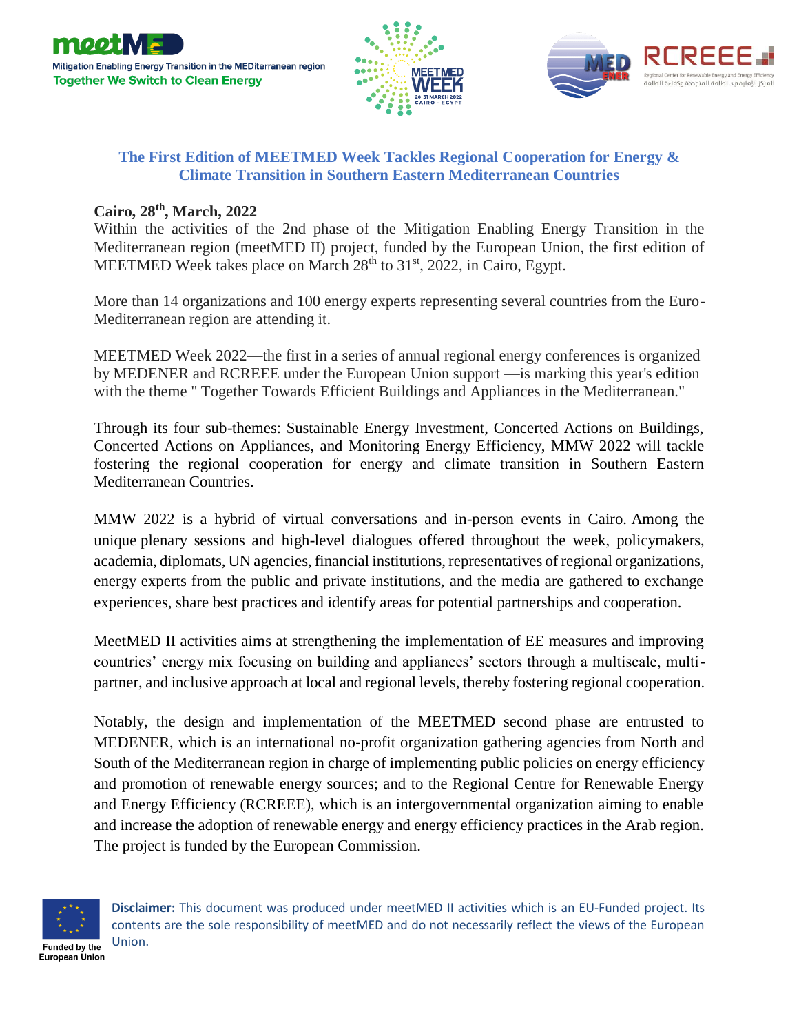## The First Edition of MEETMED Week Tackles Regional Cooperation for Energy & Climate Transition in Southern Eastern Mediterranean Countries

**Cairo, 28th, March, 2022**

Within the activities of the 2nd phase of the Mitigation Enabling Energy Transition in the Mediterranean region (meetMED II) project, funded by the European Union, the first edition of MEETMED Week takes place on March 28th to 31st, 2022, in Cairo, Egypt.

More than 14 organizations and 100 energy experts representing several countries from the Euro-Mediterranean region are attending it.

MEETMED Week 2022—the first in a series of annual regional energy conferences is organized by MEDENER and RCREEE under the European Union support —is marking this year's edition with the theme " Together Towards Efficient Buildings and Appliances in the Mediterranean."

Through its four sub-themes: Sustainable Energy Investment, Concerted Actions on Buildings, Concerted Actions on Appliances, and Monitoring Energy Efficiency, MMW 2022 will tackle fostering the regional cooperation for energy and climate transition in Southern Eastern Mediterranean Countries.

MMW 2022 is a hybrid of virtual conversations and in-person events in Cairo. Among the unique plenary sessions and high-level dialogues offered throughout the week, policymakers, academia, diplomats, UN agencies, financial institutions, representatives of regional organizations, energy experts from the public and private institutions, and the media are gathered to exchange experiences, share best practices and identify areas for potential partnerships and cooperation.

MeetMED II activities aims at strengthening the implementation of EE measures and improving countries' energy mix focusing on building and appliances' sectors through a multiscale, multi-partner, and inclusive approach at local and regional levels, thereby fostering regional cooperation.

Notably, the design and implementation of the MEETMED second phase are entrusted to MEDENER, which is an international no-profit organization gathering agencies from North and South of the Mediterranean region in charge of implementing public policies on energy efficiency and promotion of renewable energy sources; and to the Regional Centre for Renewable Energy and Energy Efficiency (RCREEE), which is an intergovernmental organization aiming to enable and increase the adoption of renewable energy and energy efficiency practices in the Arab region. The project is funded by the European Commission.

**Disclaimer:** This document was produced under meetMED II activities which is an EU-Funded project. Its contents are the sole responsibility of meetMED and do not necessarily reflect the views of the European Union.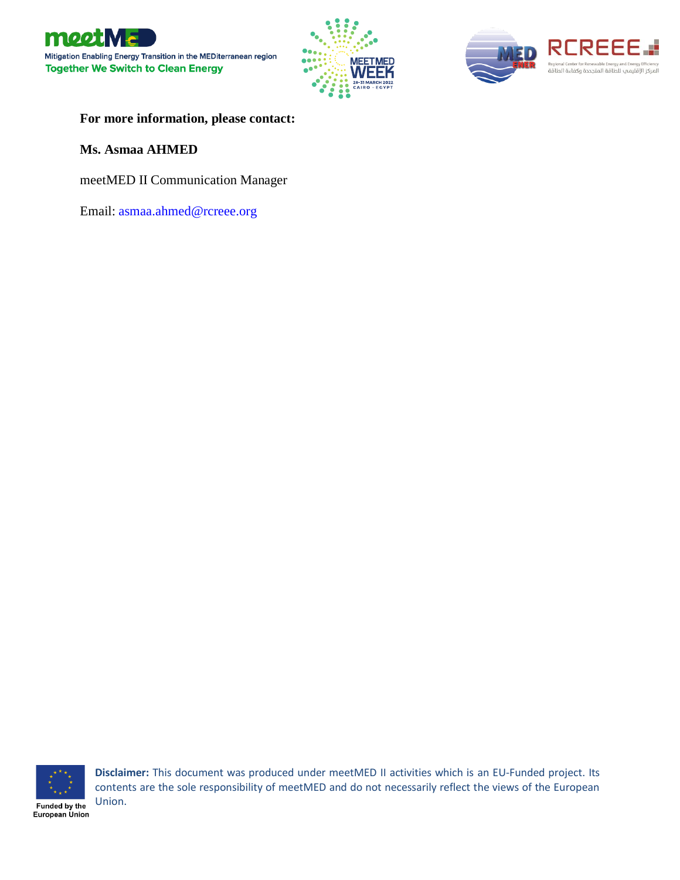**For more information, please contact:**

**Ms. Asmaa AHMED**

meetMED II Communication Manager

Email: asmaa.ahmed@rcreee.org

**Disclaimer:** This document was produced under meetMED II activities which is an EU-Funded project. Its contents are the sole responsibility of meetMED and do not necessarily reflect the views of the European Union.